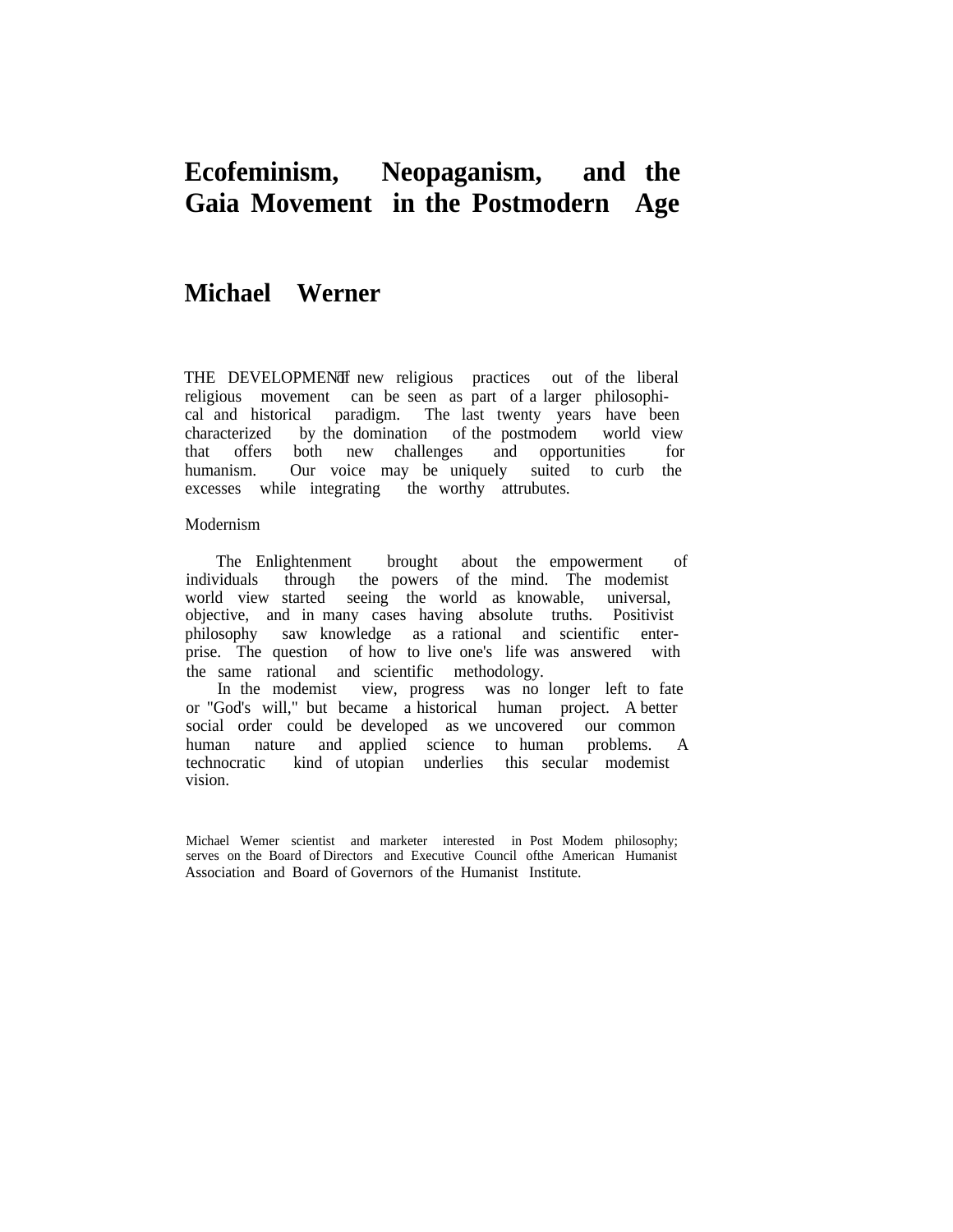# Ecofeminism, Neopaganism, and the Gaia Movement in the Postmodern Age

## Michael Werner

THE DEVELOPMENT of new religious practices out of the liberal religious movement can be seen as part of a larger philosophical and historical paradigm. The last twenty years have been characterized by the domination of the postmodem world view that offers both new challenges and opportunities for humanism. Our voice may be uniquely suited to curb the excesses while integrating the worthy attrubutes.

### Modernism

The Enlightenment brought about the empowerment of individuals through the powers of the mind. The modemist world view started seeing the world as knowable, universal, objective, and in many cases having absolute truths. Positivist philosophy saw knowledge as a rational and scientific enterprise. The question of how to live one's life was answered with the same rational and scientific methodology.

In the modemist view, progress was no longer left to fate or "God's will," but became a historical human project. A better social order could be developed as we uncovered our common human nature and applied science to human problems. A technocratic kind of utopian underlies this secular modemist vision.

Michael Wemer scientist and marketer interested in Post Modem philosophy; serves on the Board of Directors and Executive Council ofthe American Humanist Association and Board of Governors of the Humanist Institute.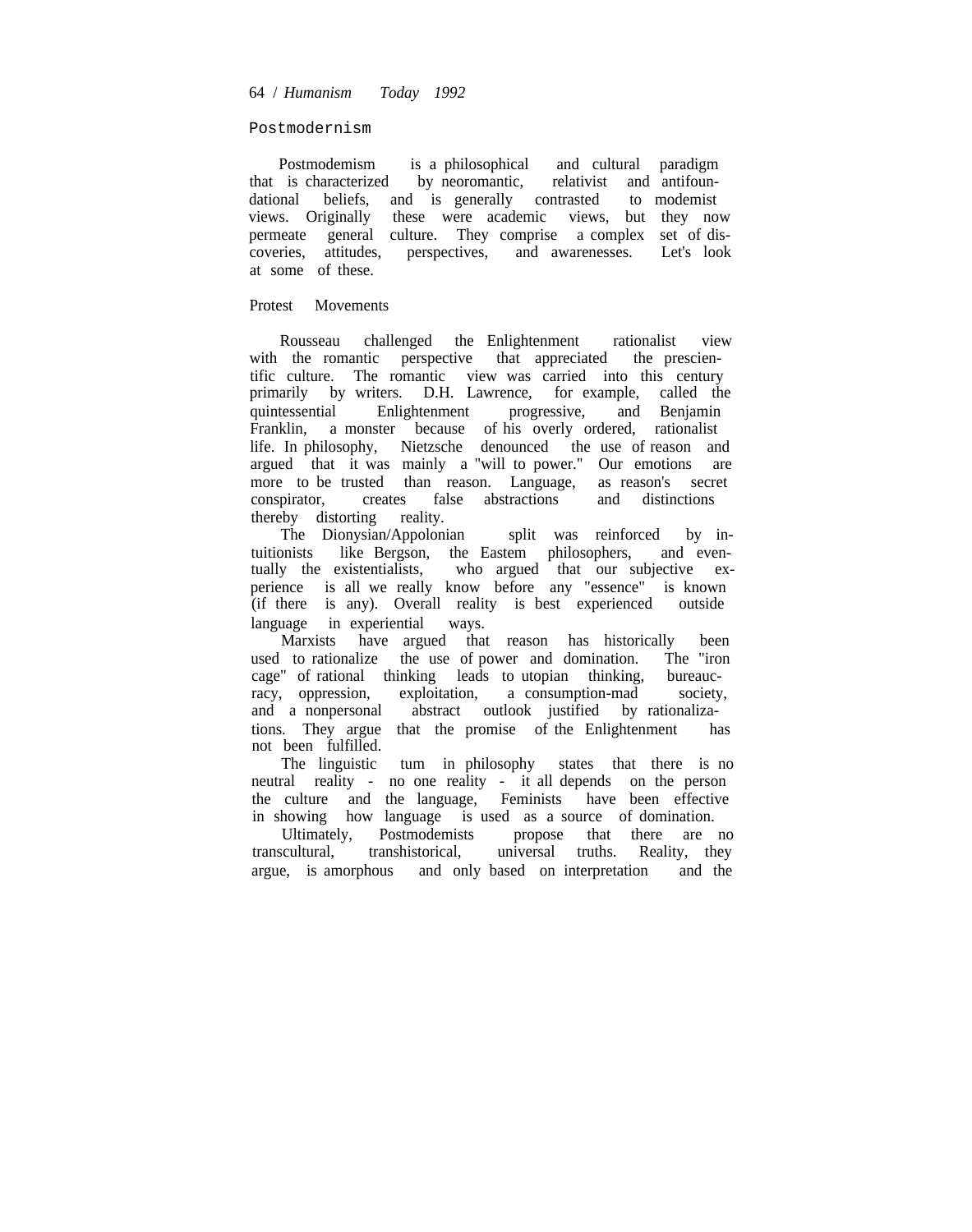## Postmodernism

Postmodemism is a philosophical and cultural paradigm that is characterized by neoromantic, relativist and antifoundational beliefs, and is generally contrasted to modemist views. Originally these were academic views, but they now permeate general culture. They comprise a complex set of discoveries, attitudes, perspectives, and awarenesses. Let's look at some of these.

### Protest Movements

Rousseau challenged the Enlightenment rationalist view with the romantic perspective that appreciated the prescientific culture. The romantic view was carried into this century primarily by writers. D.H. Lawrence, for example, called the quintessential Enlightenment progressive, and Benjamin Franklin, a monster because of his overly ordered, rationalist life. In philosophy, Nietzsche denounced the use of reason and argued that it was mainly a "will to power." Our emotions are more to be trusted than reason. Language, as reason's secret conspirator, creates false abstractions and distinctions thereby distorting reality.

The Dionysian/Appolonian split was reinforced by intuitionists like Bergson, the Eastem philosophers, and eventually the existentialists, who argued that our subjective experience is all we really know before any "essence" is known (if there is any). Overall reality is best experienced outside language in experiential ways.

Marxists have argued that reason has historically been used to rationalize the use of power and domination. The "iron cage" of rational thinking leads to utopian thinking, bureaucracy, oppression, exploitation, a consumption-mad society, and a nonpersonal abstract outlook justified by rationalizations. They argue that the promise of the Enlightenment has not been fulfilled.

The linguistic tum in philosophy states that there is no neutral reality - no one reality - it all depends on the person the culture and the language, Feminists have been effective in showing how language is used as a source of domination.

Ultimately, Postmodemists propose that there are no transcultural, transhistorical, universal truths. Reality, they argue, is amorphous and only based on interpretation and the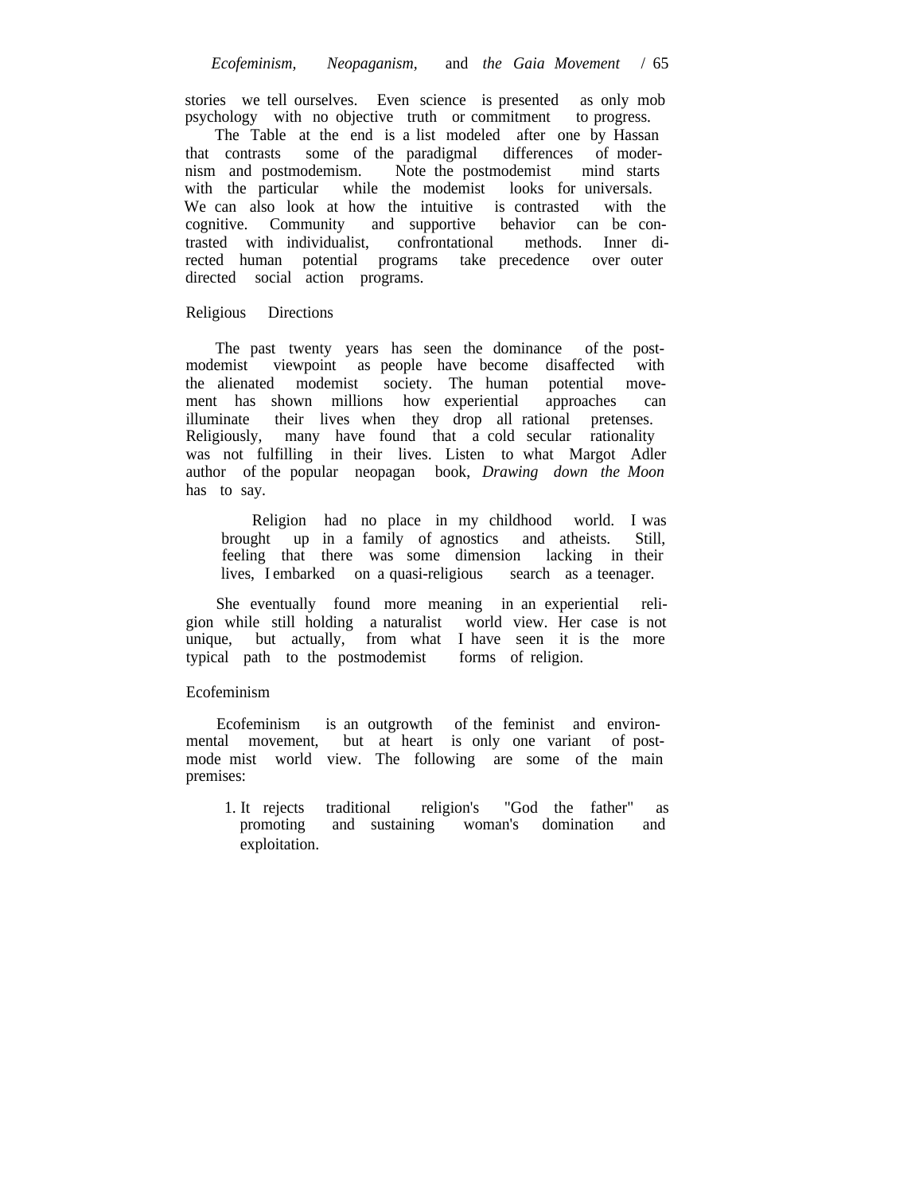stories we tell ourselves. Even science is presented as only mob psychology with no objective truth or commitment to progress.

The Table at the end is a list modeled after one by Hassan that contrasts some of the paradigmal differences of modernism and postmodemism. Note the postmodemist mind starts with the particular while the modemist looks for universals. We can also look at how the intuitive is contrasted with the cognitive. Community and supportive behavior can be contrasted with individualist, confrontational methods. Inner directed human potential programs take precedence over outer directed social action programs.

## Religious Directions

The past twenty years has seen the dominance of the postmodemist viewpoint as people have become disaffected with the alienated modemist society. The human potential movement has shown millions how experiential approaches can illuminate their lives when they drop all rational pretenses. Religiously, many have found that a cold secular rationality was not fulfilling in their lives. Listen to what Margot Adler author of the popular neopagan book, *Drawing down the Moon* has to say.

> Religion had no place in my childhood world. I was brought up in a family of agnostics and atheists. Still, feeling that there was some dimension lacking in their lives, I embarked on a quasi-religious search as a teenager.

She eventually found more meaning in an experiential religion while still holding a naturalist world view. Her case is not unique, but actually, from what I have seen it is the more typical path to the postmodemist forms of religion.

## Ecofeminism

Ecofeminism is an outgrowth of the feminist and environmental movement, but at heart is only one variant of postmode mist world view. The following are some of the main premises:

1. It rejects traditional religion's "God the father" as promoting and sustaining woman's domination and exploitation.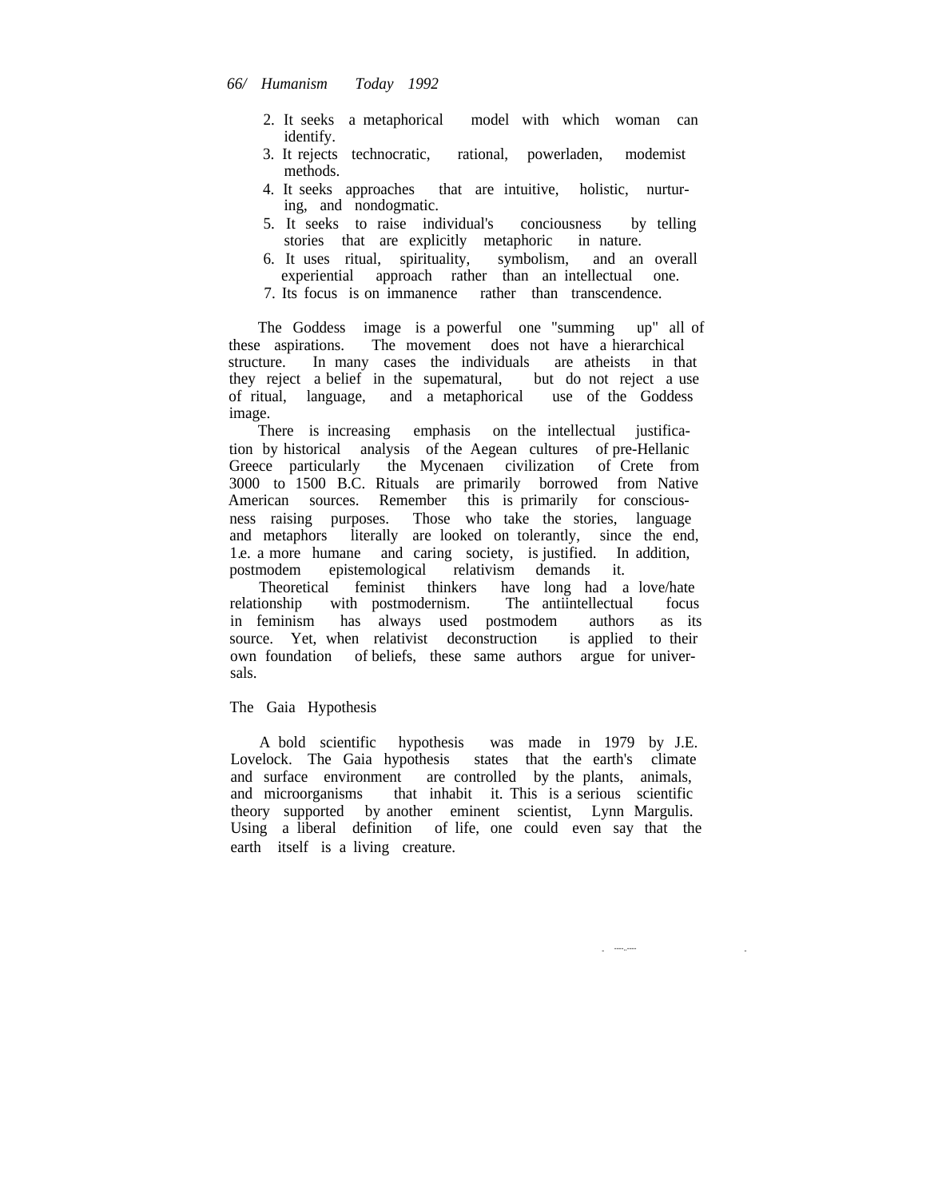2. It seeks a metaphorical model with which woman can identify.
3. It rejects technocratic, rational, powerladen, modemist methods.
4. It seeks approaches that are intuitive, holistic, nurturing, and nondogmatic.
5. It seeks to raise individual's conciousness by telling stories that are explicitly metaphoric in nature.
6. It uses ritual, spirituality, symbolism, and an overall experiential approach rather than an intellectual one.
7. Its focus is on immanence rather than transcendence.

The Goddess image is a powerful one "summing up" all of these aspirations. The movement does not have a hierarchical structure. In many cases the individuals are atheists in that they reject a belief in the supematural, but do not reject a use of ritual, language, and a metaphorical use of the Goddess image.

There is increasing emphasis on the intellectual justification by historical analysis of the Aegean cultures of pre-Hellanic Greece particularly the Mycenaen civilization of Crete from 3000 to 1500 B.C. Rituals are primarily borrowed from Native American sources. Remember this is primarily for consciousness raising purposes. Those who take the stories, language and metaphors literally are looked on tolerantly, since the end, i.e. a more humane and caring society, is justified. In addition, postmodem epistemological relativism demands it.

Theoretical feminist thinkers have long had a love/hate relationship with postmodernism. The antiintellectual focus in feminism has always used postmodem authors as its source. Yet, when relativist deconstruction is applied to their own foundation of beliefs, these same authors argue for universals.

## The Gaia Hypothesis

A bold scientific hypothesis was made in 1979 by J.E. Lovelock. The Gaia hypothesis states that the earth's climate and surface environment are controlled by the plants, animals, and microorganisms that inhabit it. This is a serious scientific theory supported by another eminent scientist, Lynn Margulis. Using a liberal definition of life, one could even say that the earth itself is a living creature.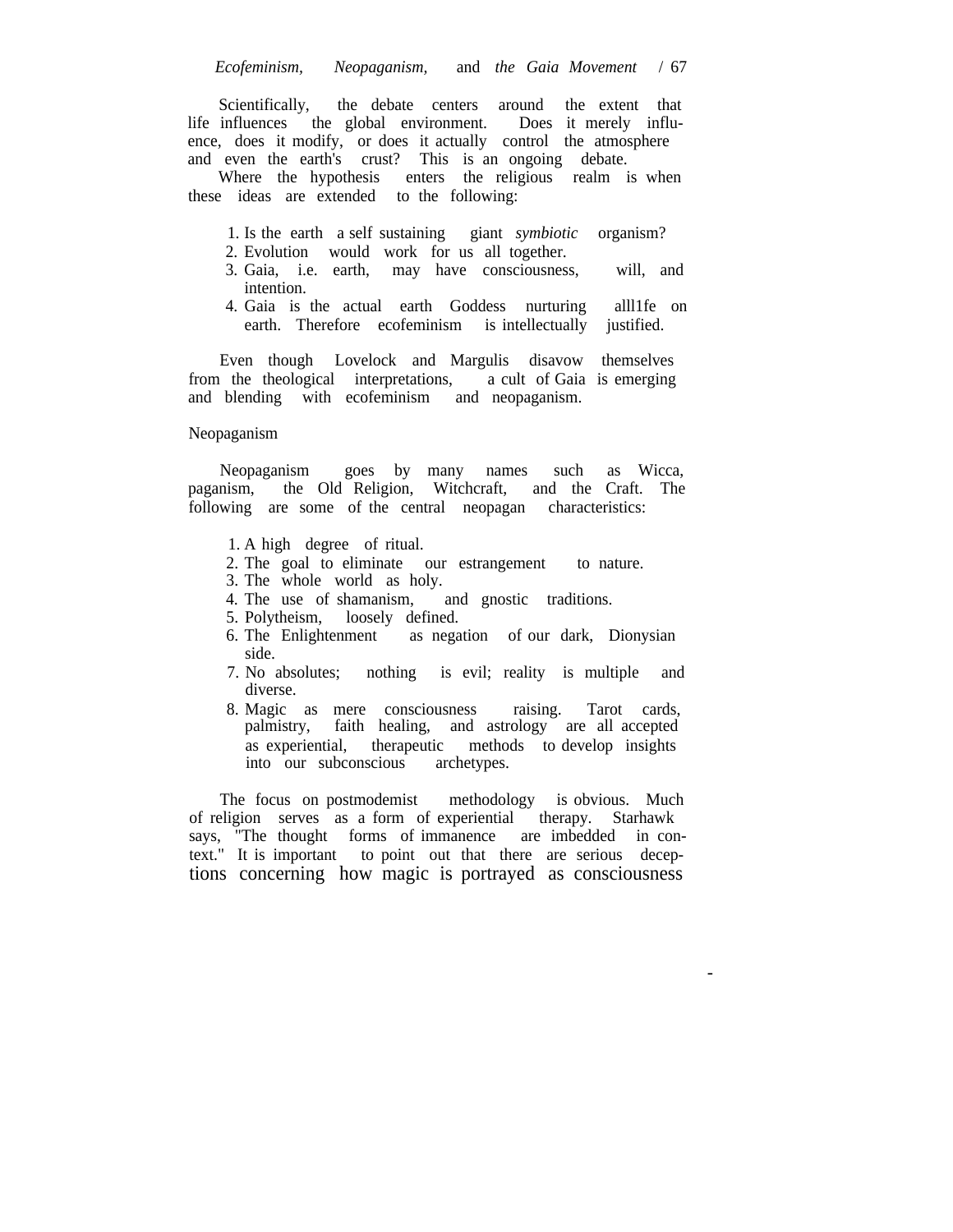Scientifically, the debate centers around the extent that life influences the global environment. Does it merely influence, does it modify, or does it actually control the atmosphere and even the earth's crust? This is an ongoing debate.

Where the hypothesis enters the religious realm is when these ideas are extended to the following:

1. Is the earth a self sustaining giant *symbiotic* organism?
2. Evolution would work for us all together.
3. Gaia, i.e. earth, may have consciousness, will, and intention.
4. Gaia is the actual earth Goddess nurturing alll1fe on earth. Therefore ecofeminism is intellectually justified.

Even though Lovelock and Margulis disavow themselves from the theological interpretations, a cult of Gaia is emerging and blending with ecofeminism and neopaganism.

## Neopaganism

Neopaganism goes by many names such as Wicca, paganism, the Old Religion, Witchcraft, and the Craft. The following are some of the central neopagan characteristics:

1. A high degree of ritual.
2. The goal to eliminate our estrangement to nature.
3. The whole world as holy.
4. The use of shamanism, and gnostic traditions.
5. Polytheism, loosely defined.
6. The Enlightenment as negation of our dark, Dionysian side.
7. No absolutes; nothing is evil; reality is multiple and diverse.
8. Magic as mere consciousness raising. Tarot cards, palmistry, faith healing, and astrology are all accepted as experiential, therapeutic methods to develop insights into our subconscious archetypes.

The focus on postmodemist methodology is obvious. Much of religion serves as a form of experiential therapy. Starhawk says, "The thought forms of immanence are imbedded in context." It is important to point out that there are serious deceptions concerning how magic is portrayed as consciousness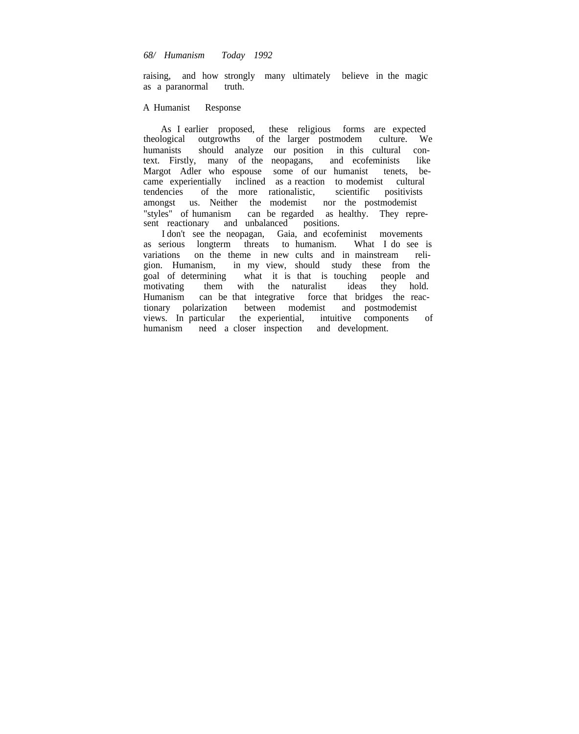raising, and how strongly many ultimately believe in the magic as a paranormal truth.

## A Humanist Response

As I earlier proposed, these religious forms are expected theological outgrowths of the larger postmodem culture. We humanists should analyze our position in this cultural context. Firstly, many of the neopagans, and ecofeminists like Margot Adler who espouse some of our humanist tenets, became experientially inclined as a reaction to modemist cultural tendencies of the more rationalistic, scientific positivists amongst us. Neither the modemist nor the postmodemist "styles" of humanism can be regarded as healthy. They represent reactionary and unbalanced positions.

I don't see the neopagan, Gaia, and ecofeminist movements as serious longterm threats to humanism. What I do see is variations on the theme in new cults and in mainstream religion. Humanism, in my view, should study these from the goal of determining what it is that is touching people and motivating them with the naturalist ideas they hold. Humanism can be that integrative force that bridges the reactionary polarization between modemist and postmodemist views. In particular the experiential, intuitive components of humanism need a closer inspection and development.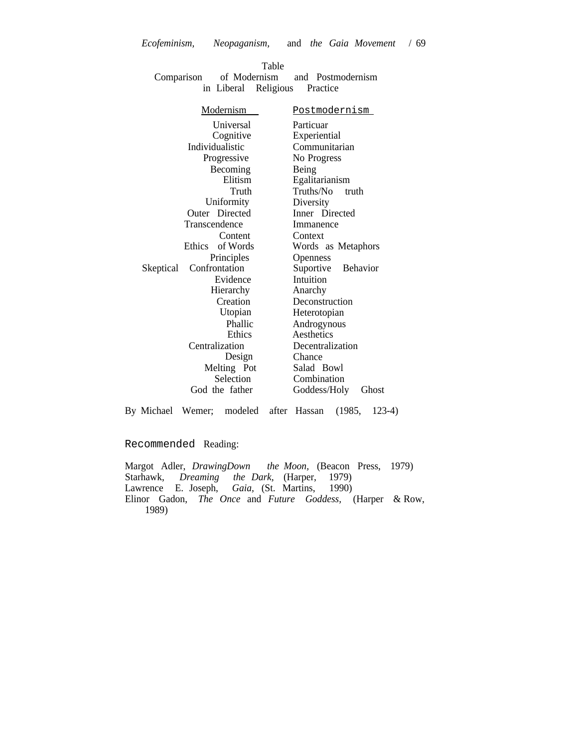Table
Comparison of Modernism and Postmodernism in Liberal Religious Practice

| Modernism | Postmodernism |
|---|---|
| Universal | Particuar |
| Cognitive | Experiential |
| Individualistic | Communitarian |
| Progressive | No Progress |
| Becoming | Being |
| Elitism | Egalitarianism |
| Truth | Truths/No truth |
| Uniformity | Diversity |
| Outer Directed | Inner Directed |
| Transcendence | Immanence |
| Content | Context |
| Ethics of Words | Words as Metaphors |
| Principles | Openness |
| Skeptical Confrontation | Suportive Behavior |
| Evidence | Intuition |
| Hierarchy | Anarchy |
| Creation | Deconstruction |
| Utopian | Heterotopian |
| Phallic | Androgynous |
| Ethics | Aesthetics |
| Centralization | Decentralization |
| Design | Chance |
| Melting Pot | Salad Bowl |
| Selection | Combination |
| God the father | Goddess/Holy Ghost |

By Michael Wemer; modeled after Hassan (1985, 123-4)

## Recommended Reading:

Margot Adler, *DrawingDown the Moon,* (Beacon Press, 1979)
Starhawk, *Dreaming the Dark,* (Harper, 1979)
Lawrence E. Joseph, *Gaia,* (St. Martins, 1990)
Elinor Gadon, *The Once* and *Future Goddess,* (Harper & Row, 1989)